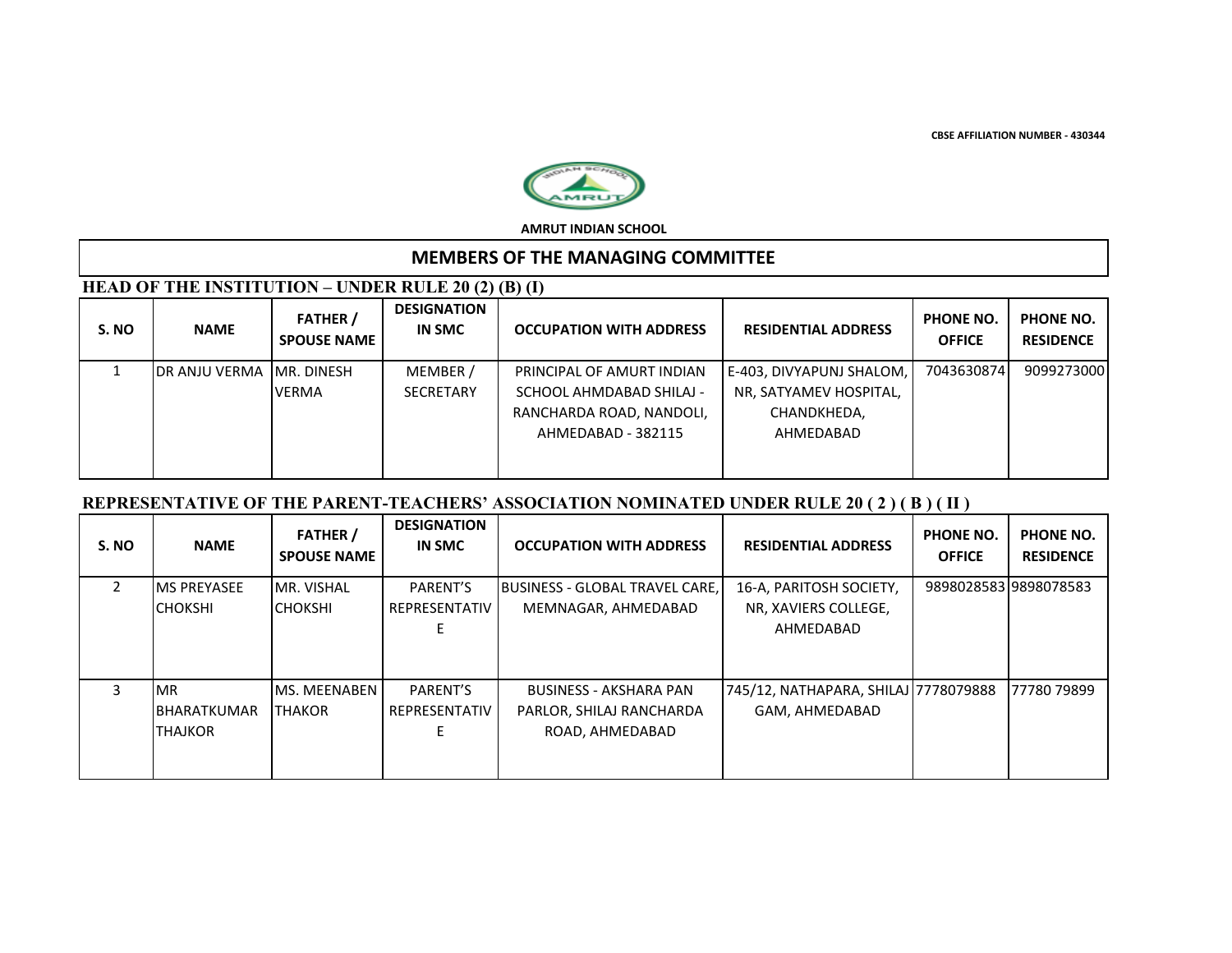CBSE AFFILIATION NUMBER - 430344

AMRUT INDIAN SCHOOL

# MEMBERS OF THE MANAGING COMMITTEE

## HEAD OF THE INSTITUTION – UNDER RULE 20 (2) (B) (I)

| S. NO | NAME | FATHER / SPOUSE NAME | DESIGNATION IN SMC | OCCUPATION WITH ADDRESS | RESIDENTIAL ADDRESS | PHONE NO. OFFICE | PHONE NO. RESIDENCE |
|---|---|---|---|---|---|---|---|
| 1 | DR ANJU VERMA | MR. DINESH VERMA | MEMBER / SECRETARY | PRINCIPAL OF AMURT INDIAN SCHOOL AHMDABAD SHILAJ - RANCHARDA ROAD, NANDOLI, AHMEDABAD - 382115 | E-403, DIVYAPUNJ SHALOM, NR, SATYAMEV HOSPITAL, CHANDKHEDA, AHMEDABAD | 7043630874 | 9099273000 |

## REPRESENTATIVE OF THE PARENT-TEACHERS' ASSOCIATION NOMINATED UNDER RULE 20 ( 2 ) ( B ) ( II )

| S. NO | NAME | FATHER / SPOUSE NAME | DESIGNATION IN SMC | OCCUPATION WITH ADDRESS | RESIDENTIAL ADDRESS | PHONE NO. OFFICE | PHONE NO. RESIDENCE |
|---|---|---|---|---|---|---|---|
| 2 | MS PREYASEE CHOKSHI | MR. VISHAL CHOKSHI | PARENT'S REPRESENTATIVE | BUSINESS - GLOBAL TRAVEL CARE, MEMNAGAR, AHMEDABAD | 16-A, PARITOSH SOCIETY, NR, XAVIERS COLLEGE, AHMEDABAD | 9898028583 | 9898078583 |
| 3 | MR BHARATKUMAR THAJKOR | MS. MEENABEN THAKOR | PARENT'S REPRESENTATIVE | BUSINESS - AKSHARA PAN PARLOR, SHILAJ RANCHARDA ROAD, AHMEDABAD | 745/12, NATHAPARA, SHILAJ GAM, AHMEDABAD | 7778079888 | 77780 79899 |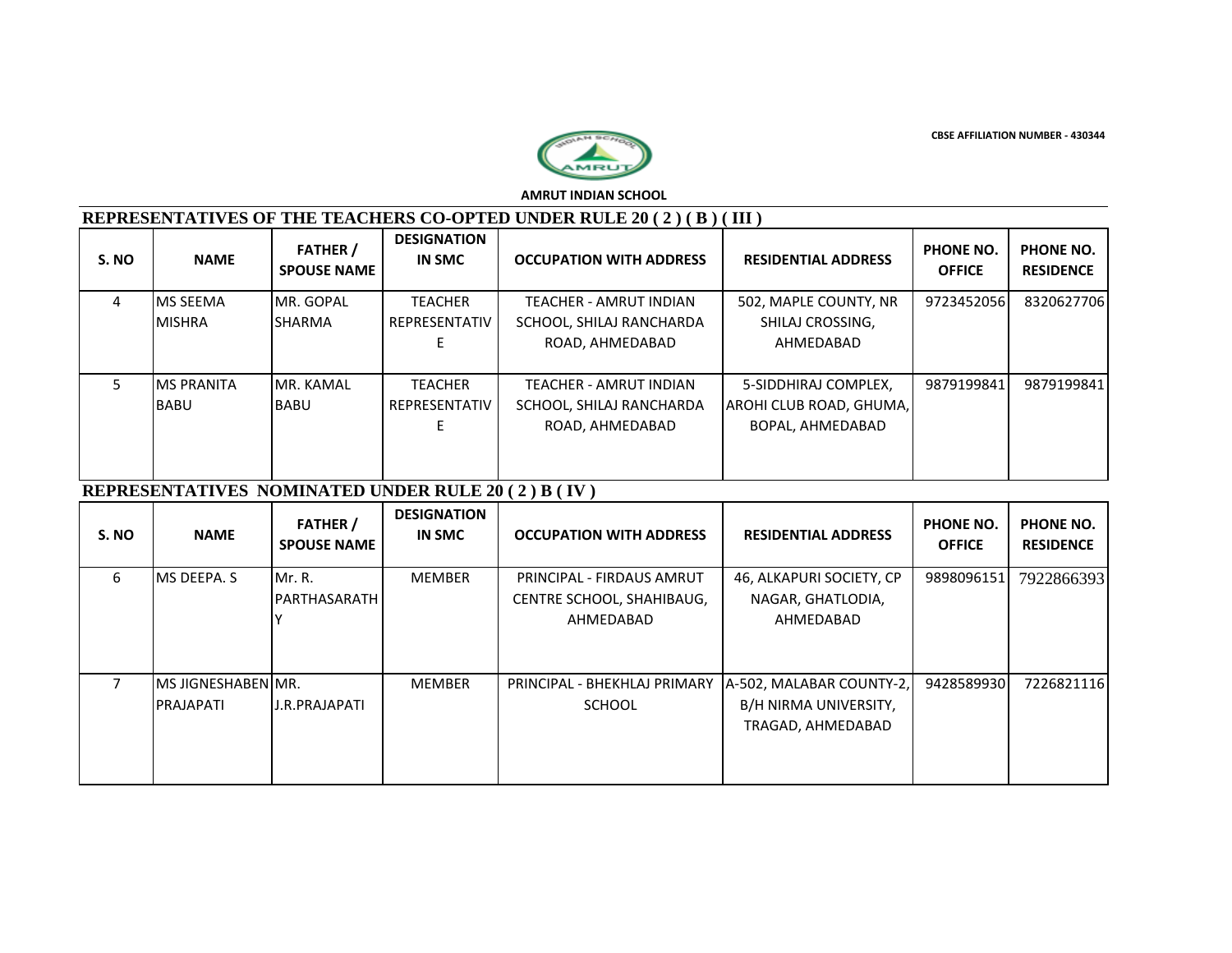CBSE AFFILIATION NUMBER - 430344

**AMRUT INDIAN SCHOOL**

## REPRESENTATIVES OF THE TEACHERS CO-OPTED UNDER RULE 20 ( 2 ) ( B ) ( III )

| S. NO | NAME | FATHER / SPOUSE NAME | DESIGNATION IN SMC | OCCUPATION WITH ADDRESS | RESIDENTIAL ADDRESS | PHONE NO. OFFICE | PHONE NO. RESIDENCE |
|---|---|---|---|---|---|---|---|
| 4 | MS SEEMA MISHRA | MR. GOPAL SHARMA | TEACHER REPRESENTATIVE | TEACHER - AMRUT INDIAN SCHOOL, SHILAJ RANCHARDA ROAD, AHMEDABAD | 502, MAPLE COUNTY, NR SHILAJ CROSSING, AHMEDABAD | 9723452056 | 8320627706 |
| 5 | MS PRANITA BABU | MR. KAMAL BABU | TEACHER REPRESENTATIVE | TEACHER - AMRUT INDIAN SCHOOL, SHILAJ RANCHARDA ROAD, AHMEDABAD | 5-SIDDHIRAJ COMPLEX, AROHI CLUB ROAD, GHUMA, BOPAL, AHMEDABAD | 9879199841 | 9879199841 |

## REPRESENTATIVES NOMINATED UNDER RULE 20 ( 2 ) B ( IV )

| S. NO | NAME | FATHER / SPOUSE NAME | DESIGNATION IN SMC | OCCUPATION WITH ADDRESS | RESIDENTIAL ADDRESS | PHONE NO. OFFICE | PHONE NO. RESIDENCE |
|---|---|---|---|---|---|---|---|
| 6 | MS DEEPA. S | Mr. R. PARTHASARATHY | MEMBER | PRINCIPAL - FIRDAUS AMRUT CENTRE SCHOOL, SHAHIBAUG, AHMEDABAD | 46, ALKAPURI SOCIETY, CP NAGAR, GHATLODIA, AHMEDABAD | 9898096151 | 7922866393 |
| 7 | MS JIGNESHABEN PRAJAPATI | MR. J.R.PRAJAPATI | MEMBER | PRINCIPAL - BHEKHLAJ PRIMARY SCHOOL | A-502, MALABAR COUNTY-2, B/H NIRMA UNIVERSITY, TRAGAD, AHMEDABAD | 9428589930 | 7226821116 |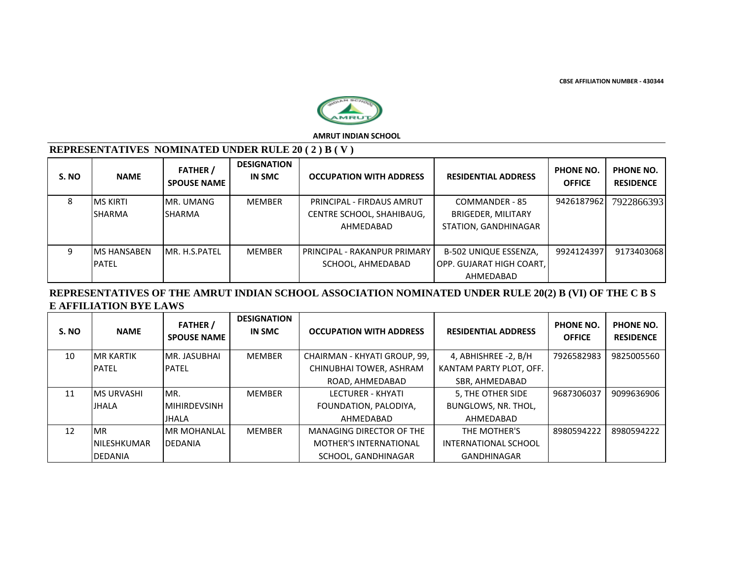CBSE AFFILIATION NUMBER - 430344

AMRUT INDIAN SCHOOL

## REPRESENTATIVES NOMINATED UNDER RULE 20 ( 2 ) B ( V )

| S. NO | NAME | FATHER / SPOUSE NAME | DESIGNATION IN SMC | OCCUPATION WITH ADDRESS | RESIDENTIAL ADDRESS | PHONE NO. OFFICE | PHONE NO. RESIDENCE |
|---|---|---|---|---|---|---|---|
| 8 | MS KIRTI SHARMA | MR. UMANG SHARMA | MEMBER | PRINCIPAL - FIRDAUS AMRUT CENTRE SCHOOL, SHAHIBAUG, AHMEDABAD | COMMANDER - 85 BRIGEDER, MILITARY STATION, GANDHINAGAR | 9426187962 | 7922866393 |
| 9 | MS HANSABEN PATEL | MR. H.S.PATEL | MEMBER | PRINCIPAL - RAKANPUR PRIMARY SCHOOL, AHMEDABAD | B-502 UNIQUE ESSENZA, OPP. GUJARAT HIGH COART, AHMEDABAD | 9924124397 | 9173403068 |

## REPRESENTATIVES OF THE AMRUT INDIAN SCHOOL ASSOCIATION NOMINATED UNDER RULE 20(2) B (VI) OF THE C B S E AFFILIATION BYE LAWS

| S. NO | NAME | FATHER / SPOUSE NAME | DESIGNATION IN SMC | OCCUPATION WITH ADDRESS | RESIDENTIAL ADDRESS | PHONE NO. OFFICE | PHONE NO. RESIDENCE |
|---|---|---|---|---|---|---|---|
| 10 | MR KARTIK PATEL | MR. JASUBHAI PATEL | MEMBER | CHAIRMAN - KHYATI GROUP, 99, CHINUBHAI TOWER, ASHRAM ROAD, AHMEDABAD | 4, ABHISHREE -2, B/H KANTAM PARTY PLOT, OFF. SBR, AHMEDABAD | 7926582983 | 9825005560 |
| 11 | MS URVASHI JHALA | MR. MIHIRDEVSINH JHALA | MEMBER | LECTURER - KHYATI FOUNDATION, PALODIYA, AHMEDABAD | 5, THE OTHER SIDE BUNGLOWS, NR. THOL, AHMEDABAD | 9687306037 | 9099636906 |
| 12 | MR NILESHKUMAR DEDANIA | MR MOHANLAL DEDANIA | MEMBER | MANAGING DIRECTOR OF THE MOTHER'S INTERNATIONAL SCHOOL, GANDHINAGAR | THE MOTHER'S INTERNATIONAL SCHOOL GANDHINAGAR | 8980594222 | 8980594222 |